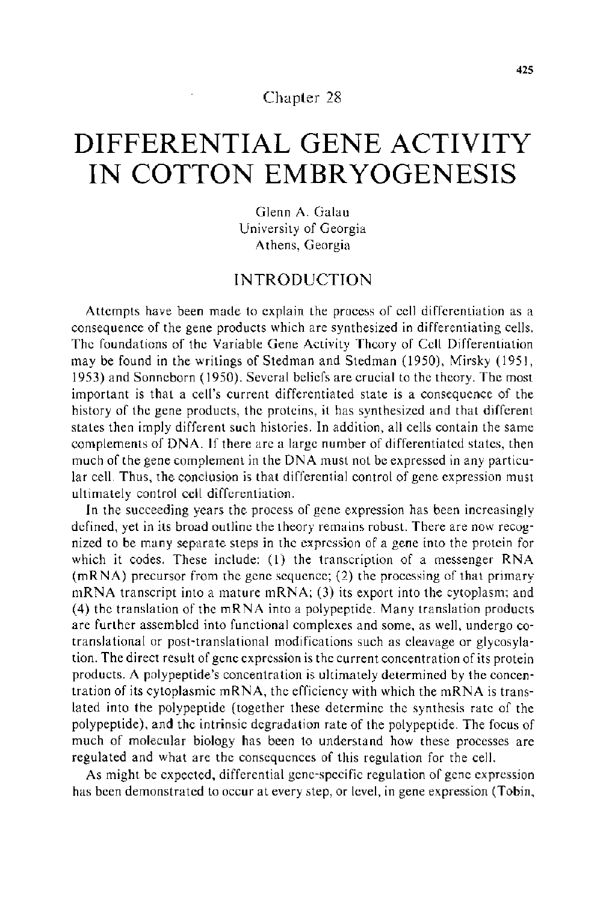Chapter 28

# DIFFERENTIAL GENE ACTIVITY IN COTTON EMBRYOGENESIS

Glenn A. Galau
University of Georgia
Athens, Georgia

## INTRODUCTION

Attempts have been made to explain the process of cell differentiation as a consequence of the gene products which are synthesized in differentiating cells. The foundations of the Variable Gene Activity Theory of Cell Differentiation may be found in the writings of Stedman and Stedman (1950), Mirsky (1951, 1953) and Sonneborn (1950). Several beliefs are crucial to the theory. The most important is that a cell's current differentiated state is a consequence of the history of the gene products, the proteins, it has synthesized and that different states then imply different such histories. In addition, all cells contain the same complements of DNA. If there are a large number of differentiated states, then much of the gene complement in the DNA must not be expressed in any particular cell. Thus, the conclusion is that differential control of gene expression must ultimately control cell differentiation.

In the succeeding years the process of gene expression has been increasingly defined, yet in its broad outline the theory remains robust. There are now recognized to be many separate steps in the expression of a gene into the protein for which it codes. These include: (1) the transcription of a messenger RNA (mRNA) precursor from the gene sequence; (2) the processing of that primary mRNA transcript into a mature mRNA; (3) its export into the cytoplasm; and (4) the translation of the mRNA into a polypeptide. Many translation products are further assembled into functional complexes and some, as well, undergo co-translational or post-translational modifications such as cleavage or glycosylation. The direct result of gene expression is the current concentration of its protein products. A polypeptide's concentration is ultimately determined by the concentration of its cytoplasmic mRNA, the efficiency with which the mRNA is translated into the polypeptide (together these determine the synthesis rate of the polypeptide), and the intrinsic degradation rate of the polypeptide. The focus of much of molecular biology has been to understand how these processes are regulated and what are the consequences of this regulation for the cell.

As might be expected, differential gene-specific regulation of gene expression has been demonstrated to occur at every step, or level, in gene expression (Tobin,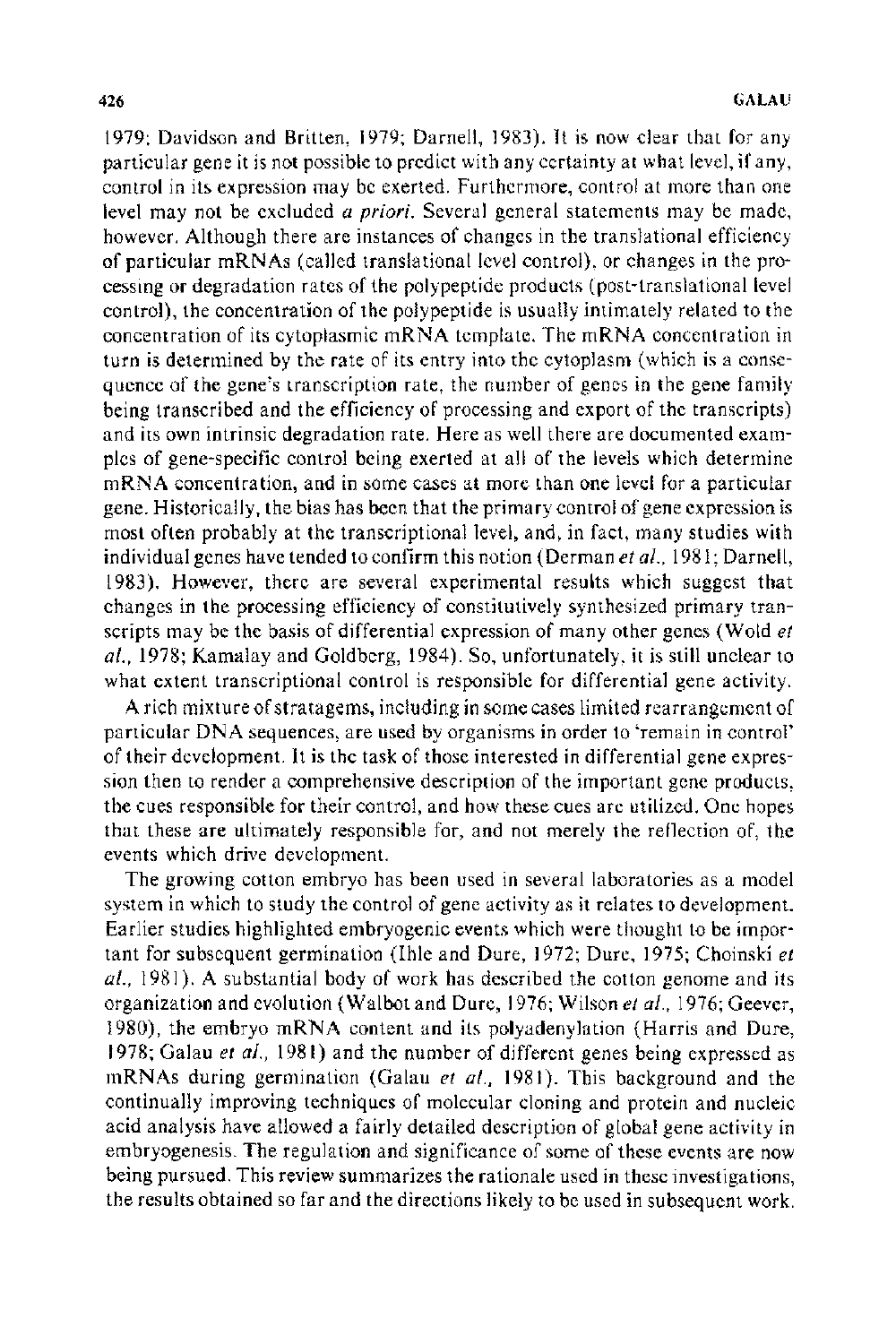1979; Davidson and Britten, 1979; Darnell, 1983). It is now clear that for any particular gene it is not possible to predict with any certainty at what level, if any, control in its expression may be exerted. Furthermore, control at more than one level may not be excluded *a priori*. Several general statements may be made, however. Although there are instances of changes in the translational efficiency of particular mRNAs (called translational level control), or changes in the processing or degradation rates of the polypeptide products (post-translational level control), the concentration of the polypeptide is usually intimately related to the concentration of its cytoplasmic mRNA template. The mRNA concentration in turn is determined by the rate of its entry into the cytoplasm (which is a consequence of the gene's transcription rate, the number of genes in the gene family being transcribed and the efficiency of processing and export of the transcripts) and its own intrinsic degradation rate. Here as well there are documented examples of gene-specific control being exerted at all of the levels which determine mRNA concentration, and in some cases at more than one level for a particular gene. Historically, the bias has been that the primary control of gene expression is most often probably at the transcriptional level, and, in fact, many studies with individual genes have tended to confirm this notion (Derman *et al.*, 1981; Darnell, 1983). However, there are several experimental results which suggest that changes in the processing efficiency of constitutively synthesized primary transcripts may be the basis of differential expression of many other genes (Wold *et al.*, 1978; Kamalay and Goldberg, 1984). So, unfortunately, it is still unclear to what extent transcriptional control is responsible for differential gene activity.

A rich mixture of stratagems, including in some cases limited rearrangement of particular DNA sequences, are used by organisms in order to 'remain in control' of their development. It is the task of those interested in differential gene expression then to render a comprehensive description of the important gene products, the cues responsible for their control, and how these cues are utilized. One hopes that these are ultimately responsible for, and not merely the reflection of, the events which drive development.

The growing cotton embryo has been used in several laboratories as a model system in which to study the control of gene activity as it relates to development. Earlier studies highlighted embryogenic events which were thought to be important for subsequent germination (Ihle and Dure, 1972; Dure, 1975; Choinski *et al.*, 1981). A substantial body of work has described the cotton genome and its organization and evolution (Walbot and Dure, 1976; Wilson *et al.*, 1976; Geever, 1980), the embryo mRNA content and its polyadenylation (Harris and Dure, 1978; Galau *et al.*, 1981) and the number of different genes being expressed as mRNAs during germination (Galau *et al.*, 1981). This background and the continually improving techniques of molecular cloning and protein and nucleic acid analysis have allowed a fairly detailed description of global gene activity in embryogenesis. The regulation and significance of some of these events are now being pursued. This review summarizes the rationale used in these investigations, the results obtained so far and the directions likely to be used in subsequent work.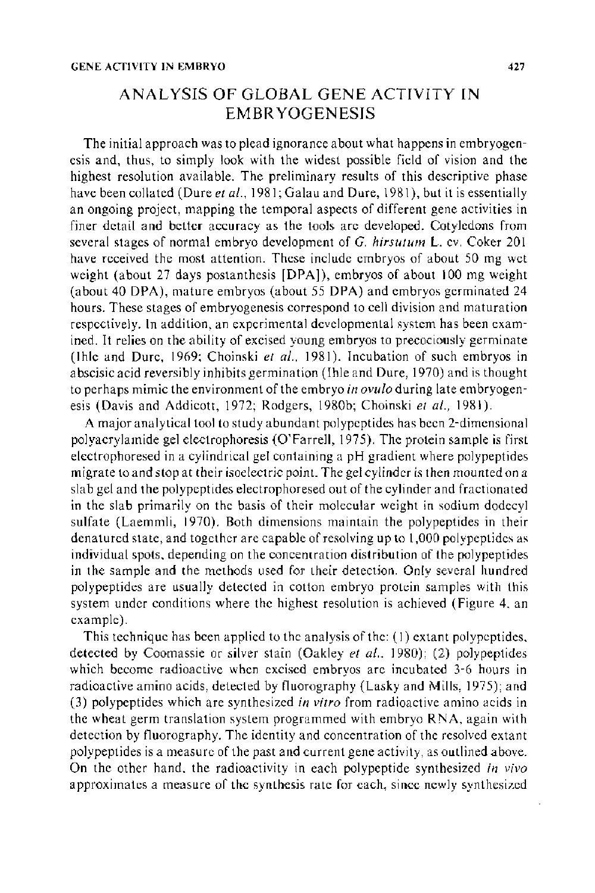## ANALYSIS OF GLOBAL GENE ACTIVITY IN EMBRYOGENESIS

The initial approach was to plead ignorance about what happens in embryogenesis and, thus, to simply look with the widest possible field of vision and the highest resolution available. The preliminary results of this descriptive phase have been collated (Dure *et al.*, 1981; Galau and Dure, 1981), but it is essentially an ongoing project, mapping the temporal aspects of different gene activities in finer detail and better accuracy as the tools are developed. Cotyledons from several stages of normal embryo development of *G. hirsutum* L. cv. Coker 201 have received the most attention. These include embryos of about 50 mg wet weight (about 27 days postanthesis [DPA]), embryos of about 100 mg weight (about 40 DPA), mature embryos (about 55 DPA) and embryos germinated 24 hours. These stages of embryogenesis correspond to cell division and maturation respectively. In addition, an experimental developmental system has been examined. It relies on the ability of excised young embryos to precociously germinate (Ihle and Dure, 1969; Choinski *et al.*, 1981). Incubation of such embryos in abscisic acid reversibly inhibits germination (Ihle and Dure, 1970) and is thought to perhaps mimic the environment of the embryo *in ovulo* during late embryogenesis (Davis and Addicott, 1972; Rodgers, 1980b; Choinski *et al.*, 1981).

A major analytical tool to study abundant polypeptides has been 2-dimensional polyacrylamide gel electrophoresis (O'Farrell, 1975). The protein sample is first electrophoresed in a cylindrical gel containing a pH gradient where polypeptides migrate to and stop at their isoelectric point. The gel cylinder is then mounted on a slab gel and the polypeptides electrophoresed out of the cylinder and fractionated in the slab primarily on the basis of their molecular weight in sodium dodecyl sulfate (Laemmli, 1970). Both dimensions maintain the polypeptides in their denatured state, and together are capable of resolving up to 1,000 polypeptides as individual spots, depending on the concentration distribution of the polypeptides in the sample and the methods used for their detection. Only several hundred polypeptides are usually detected in cotton embryo protein samples with this system under conditions where the highest resolution is achieved (Figure 4, an example).

This technique has been applied to the analysis of the: (1) extant polypeptides, detected by Coomassie or silver stain (Oakley *et al.*, 1980); (2) polypeptides which become radioactive when excised embryos are incubated 3-6 hours in radioactive amino acids, detected by fluorography (Lasky and Mills, 1975); and (3) polypeptides which are synthesized *in vitro* from radioactive amino acids in the wheat germ translation system programmed with embryo RNA, again with detection by fluorography. The identity and concentration of the resolved extant polypeptides is a measure of the past and current gene activity, as outlined above. On the other hand, the radioactivity in each polypeptide synthesized *in vivo* approximates a measure of the synthesis rate for each, since newly synthesized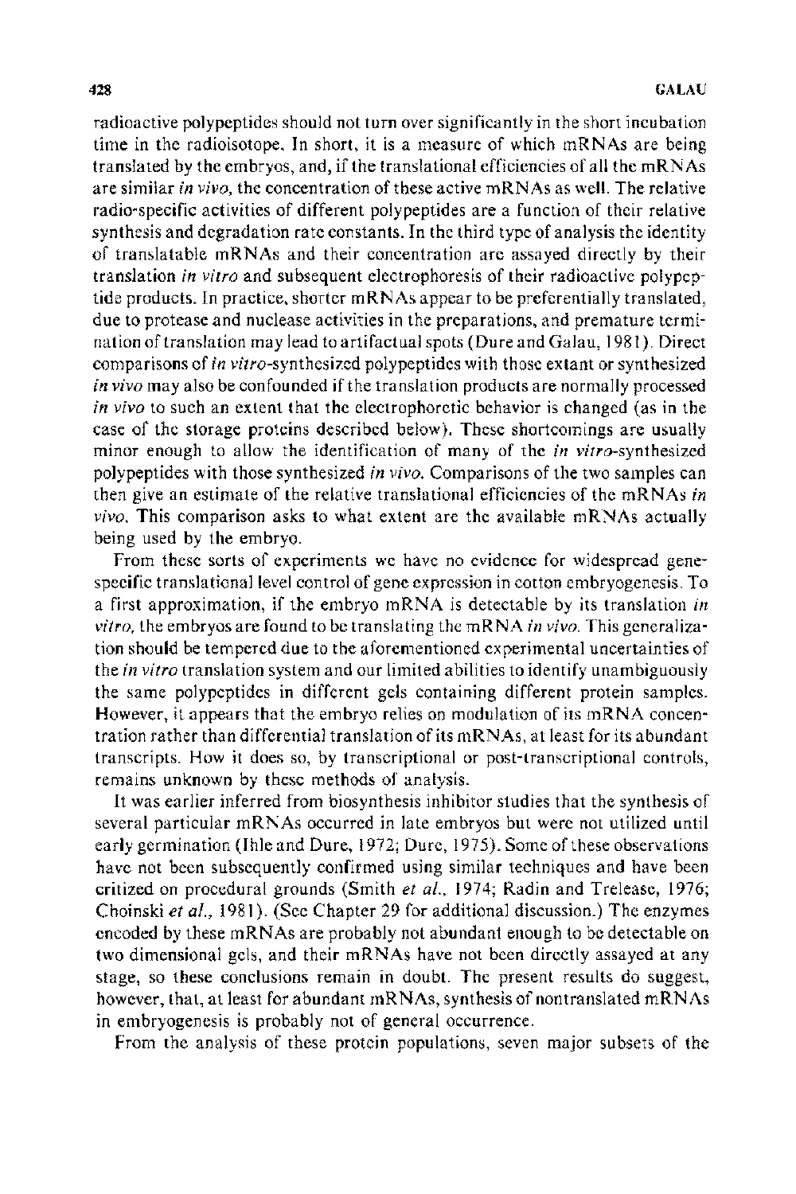radioactive polypeptides should not turn over significantly in the short incubation time in the radioisotope. In short, it is a measure of which mRNAs are being translated by the embryos, and, if the translational efficiencies of all the mRNAs are similar *in vivo*, the concentration of these active mRNAs as well. The relative radio-specific activities of different polypeptides are a function of their relative synthesis and degradation rate constants. In the third type of analysis the identity of translatable mRNAs and their concentration are assayed directly by their translation *in vitro* and subsequent electrophoresis of their radioactive polypeptide products. In practice, shorter mRNAs appear to be preferentially translated, due to protease and nuclease activities in the preparations, and premature termination of translation may lead to artifactual spots (Dure and Galau, 1981). Direct comparisons of *in vitro*-synthesized polypeptides with those extant or synthesized *in vivo* may also be confounded if the translation products are normally processed *in vivo* to such an extent that the electrophoretic behavior is changed (as in the case of the storage proteins described below). These shortcomings are usually minor enough to allow the identification of many of the *in vitro*-synthesized polypeptides with those synthesized *in vivo*. Comparisons of the two samples can then give an estimate of the relative translational efficiencies of the mRNAs *in vivo*. This comparison asks to what extent are the available mRNAs actually being used by the embryo.

From these sorts of experiments we have no evidence for widespread gene-specific translational level control of gene expression in cotton embryogenesis. To a first approximation, if the embryo mRNA is detectable by its translation *in vitro*, the embryos are found to be translating the mRNA *in vivo*. This generalization should be tempered due to the aforementioned experimental uncertainties of the *in vitro* translation system and our limited abilities to identify unambiguously the same polypeptides in different gels containing different protein samples. However, it appears that the embryo relies on modulation of its mRNA concentration rather than differential translation of its mRNAs, at least for its abundant transcripts. How it does so, by transcriptional or post-transcriptional controls, remains unknown by these methods of analysis.

It was earlier inferred from biosynthesis inhibitor studies that the synthesis of several particular mRNAs occurred in late embryos but were not utilized until early germination (Ihle and Dure, 1972; Dure, 1975). Some of these observations have not been subsequently confirmed using similar techniques and have been critized on procedural grounds (Smith *et al.*, 1974; Radin and Trelease, 1976; Choinski *et al.*, 1981). (See Chapter 29 for additional discussion.) The enzymes encoded by these mRNAs are probably not abundant enough to be detectable on two dimensional gels, and their mRNAs have not been directly assayed at any stage, so these conclusions remain in doubt. The present results do suggest, however, that, at least for abundant mRNAs, synthesis of nontranslated mRNAs in embryogenesis is probably not of general occurrence.

From the analysis of these protein populations, seven major subsets of the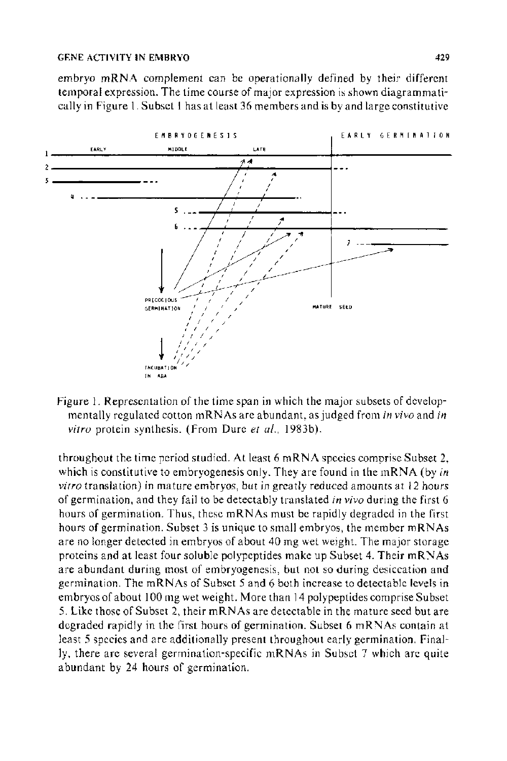embryo mRNA complement can be operationally defined by their different temporal expression. The time course of major expression is shown diagrammatically in Figure 1. Subset 1 has at least 36 members and is by and large constitutive

Figure 1. Representation of the time span in which the major subsets of developmentally regulated cotton mRNAs are abundant, as judged from *in vivo* and *in vitro* protein synthesis. (From Dure *et al.*, 1983b).

throughout the time period studied. At least 6 mRNA species comprise Subset 2, which is constitutive to embryogenesis only. They are found in the mRNA (by *in vitro* translation) in mature embryos, but in greatly reduced amounts at 12 hours of germination, and they fail to be detectably translated *in vivo* during the first 6 hours of germination. Thus, these mRNAs must be rapidly degraded in the first hours of germination. Subset 3 is unique to small embryos, the member mRNAs are no longer detected in embryos of about 40 mg wet weight. The major storage proteins and at least four soluble polypeptides make up Subset 4. Their mRNAs are abundant during most of embryogenesis, but not so during desiccation and germination. The mRNAs of Subset 5 and 6 both increase to detectable levels in embryos of about 100 mg wet weight. More than 14 polypeptides comprise Subset 5. Like those of Subset 2, their mRNAs are detectable in the mature seed but are degraded rapidly in the first hours of germination. Subset 6 mRNAs contain at least 5 species and are additionally present throughout early germination. Finally, there are several germination-specific mRNAs in Subset 7 which are quite abundant by 24 hours of germination.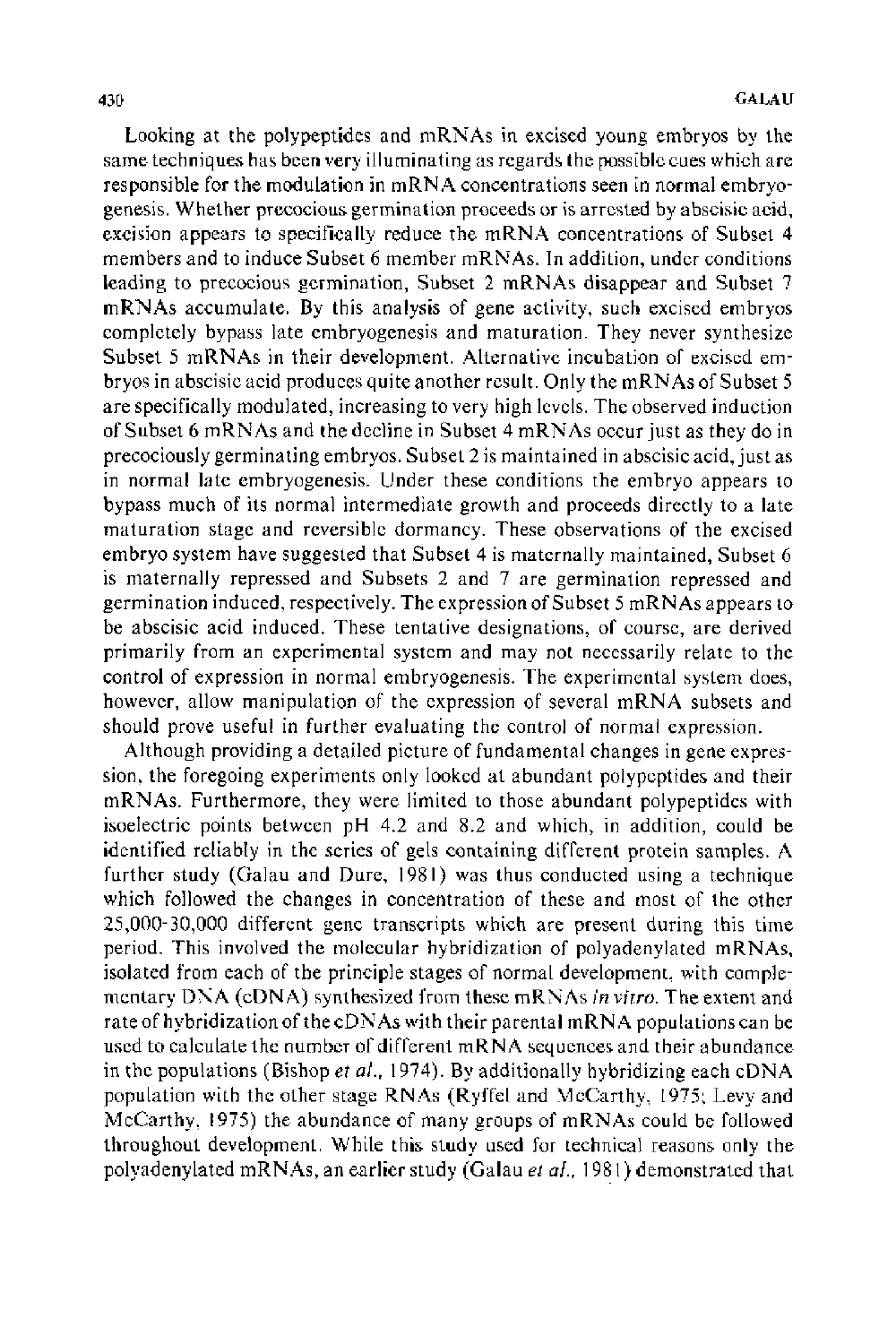Looking at the polypeptides and mRNAs in excised young embryos by the same techniques has been very illuminating as regards the possible cues which are responsible for the modulation in mRNA concentrations seen in normal embryogenesis. Whether precocious germination proceeds or is arrested by abscisic acid, excision appears to specifically reduce the mRNA concentrations of Subset 4 members and to induce Subset 6 member mRNAs. In addition, under conditions leading to precocious germination, Subset 2 mRNAs disappear and Subset 7 mRNAs accumulate. By this analysis of gene activity, such excised embryos completely bypass late embryogenesis and maturation. They never synthesize Subset 5 mRNAs in their development. Alternative incubation of excised embryos in abscisic acid produces quite another result. Only the mRNAs of Subset 5 are specifically modulated, increasing to very high levels. The observed induction of Subset 6 mRNAs and the decline in Subset 4 mRNAs occur just as they do in precociously germinating embryos. Subset 2 is maintained in abscisic acid, just as in normal late embryogenesis. Under these conditions the embryo appears to bypass much of its normal intermediate growth and proceeds directly to a late maturation stage and reversible dormancy. These observations of the excised embryo system have suggested that Subset 4 is maternally maintained, Subset 6 is maternally repressed and Subsets 2 and 7 are germination repressed and germination induced, respectively. The expression of Subset 5 mRNAs appears to be abscisic acid induced. These tentative designations, of course, are derived primarily from an experimental system and may not necessarily relate to the control of expression in normal embryogenesis. The experimental system does, however, allow manipulation of the expression of several mRNA subsets and should prove useful in further evaluating the control of normal expression.

Although providing a detailed picture of fundamental changes in gene expression, the foregoing experiments only looked at abundant polypeptides and their mRNAs. Furthermore, they were limited to those abundant polypeptides with isoelectric points between pH 4.2 and 8.2 and which, in addition, could be identified reliably in the series of gels containing different protein samples. A further study (Galau and Dure, 1981) was thus conducted using a technique which followed the changes in concentration of these and most of the other 25,000-30,000 different gene transcripts which are present during this time period. This involved the molecular hybridization of polyadenylated mRNAs, isolated from each of the principle stages of normal development, with complementary DNA (cDNA) synthesized from these mRNAs *in vitro*. The extent and rate of hybridization of the cDNAs with their parental mRNA populations can be used to calculate the number of different mRNA sequences and their abundance in the populations (Bishop *et al.*, 1974). By additionally hybridizing each cDNA population with the other stage RNAs (Ryffel and McCarthy, 1975; Levy and McCarthy, 1975) the abundance of many groups of mRNAs could be followed throughout development. While this study used for technical reasons only the polyadenylated mRNAs, an earlier study (Galau *et al.*, 1981) demonstrated that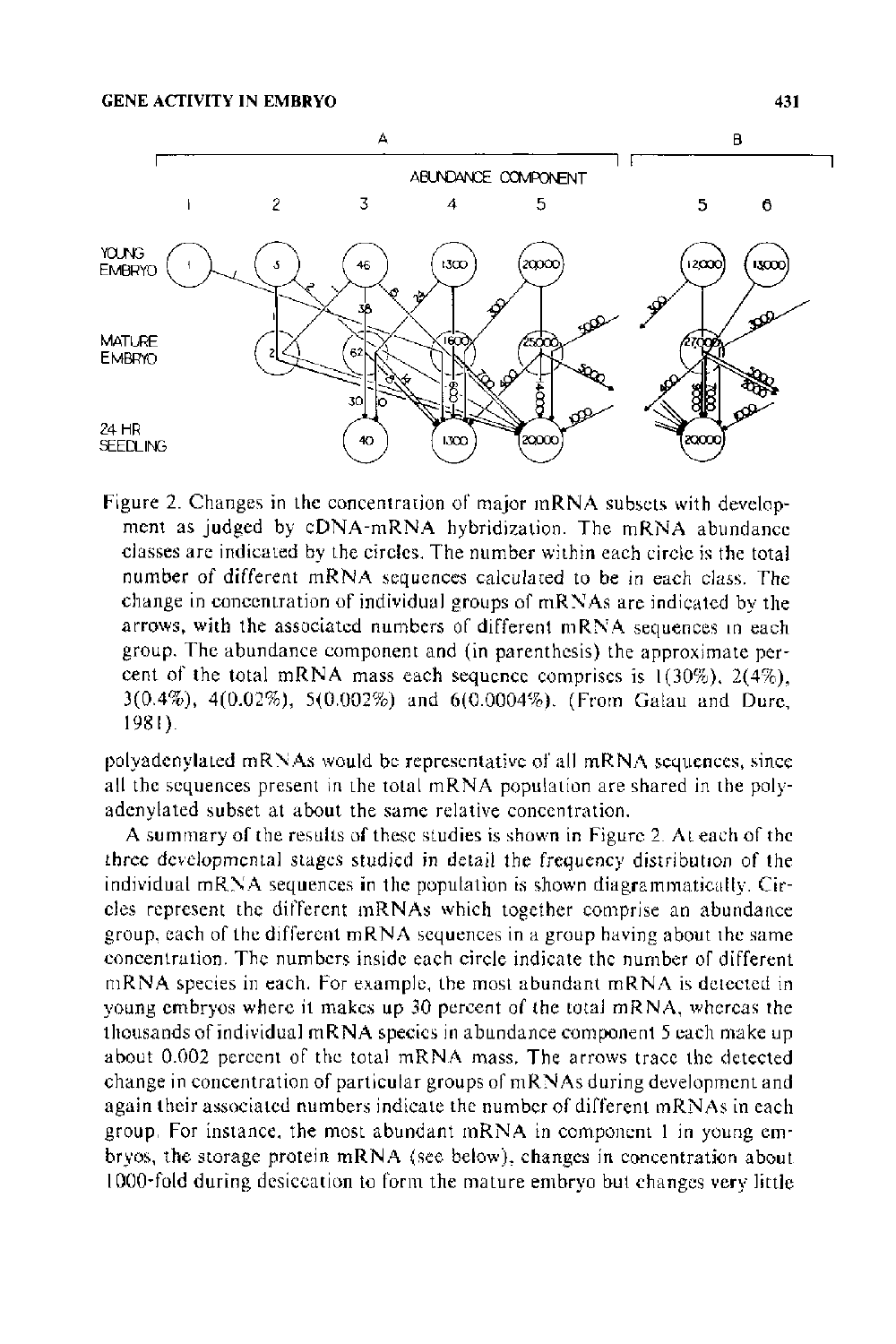Figure 2. Changes in the concentration of major mRNA subsets with development as judged by cDNA-mRNA hybridization. The mRNA abundance classes are indicated by the circles. The number within each circle is the total number of different mRNA sequences calculated to be in each class. The change in concentration of individual groups of mRNAs are indicated by the arrows, with the associated numbers of different mRNA sequences in each group. The abundance component and (in parenthesis) the approximate percent of the total mRNA mass each sequence comprises is 1(30%), 2(4%), 3(0.4%), 4(0.02%), 5(0.002%) and 6(0.0004%). (From Galau and Dure, 1981).

polyadenylated mRNAs would be representative of all mRNA sequences, since all the sequences present in the total mRNA population are shared in the polyadenylated subset at about the same relative concentration.

A summary of the results of these studies is shown in Figure 2. At each of the three developmental stages studied in detail the frequency distribution of the individual mRNA sequences in the population is shown diagrammatically. Circles represent the different mRNAs which together comprise an abundance group, each of the different mRNA sequences in a group having about the same concentration. The numbers inside each circle indicate the number of different mRNA species in each. For example, the most abundant mRNA is detected in young embryos where it makes up 30 percent of the total mRNA, whereas the thousands of individual mRNA species in abundance component 5 each make up about 0.002 percent of the total mRNA mass. The arrows trace the detected change in concentration of particular groups of mRNAs during development and again their associated numbers indicate the number of different mRNAs in each group. For instance, the most abundant mRNA in component 1 in young embryos, the storage protein mRNA (see below), changes in concentration about 1000-fold during desiccation to form the mature embryo but changes very little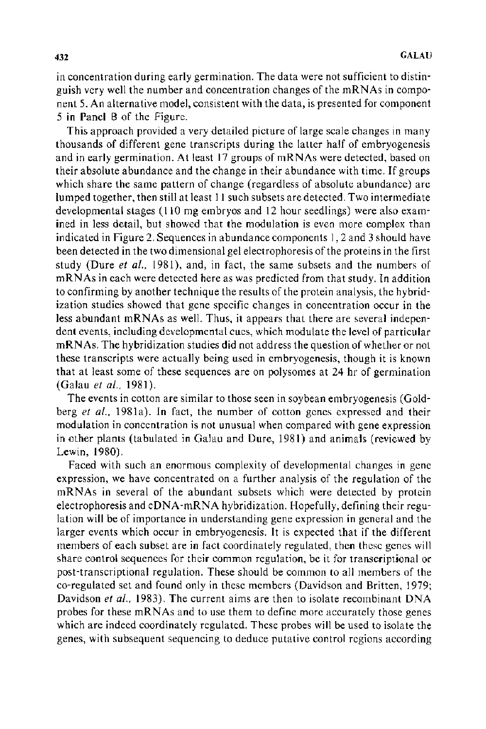in concentration during early germination. The data were not sufficient to distinguish very well the number and concentration changes of the mRNAs in component 5. An alternative model, consistent with the data, is presented for component 5 in Panel B of the Figure.

This approach provided a very detailed picture of large scale changes in many thousands of different gene transcripts during the latter half of embryogenesis and in early germination. At least 17 groups of mRNAs were detected, based on their absolute abundance and the change in their abundance with time. If groups which share the same pattern of change (regardless of absolute abundance) are lumped together, then still at least 11 such subsets are detected. Two intermediate developmental stages (110 mg embryos and 12 hour seedlings) were also examined in less detail, but showed that the modulation is even more complex than indicated in Figure 2. Sequences in abundance components 1, 2 and 3 should have been detected in the two dimensional gel electrophoresis of the proteins in the first study (Dure *et al.*, 1981), and, in fact, the same subsets and the numbers of mRNAs in each were detected here as was predicted from that study. In addition to confirming by another technique the results of the protein analysis, the hybridization studies showed that gene specific changes in concentration occur in the less abundant mRNAs as well. Thus, it appears that there are several independent events, including developmental cues, which modulate the level of particular mRNAs. The hybridization studies did not address the question of whether or not these transcripts were actually being used in embryogenesis, though it is known that at least some of these sequences are on polysomes at 24 hr of germination (Galau *et al.*, 1981).

The events in cotton are similar to those seen in soybean embryogenesis (Goldberg *et al.*, 1981a). In fact, the number of cotton genes expressed and their modulation in concentration is not unusual when compared with gene expression in other plants (tabulated in Galau and Dure, 1981) and animals (reviewed by Lewin, 1980).

Faced with such an enormous complexity of developmental changes in gene expression, we have concentrated on a further analysis of the regulation of the mRNAs in several of the abundant subsets which were detected by protein electrophoresis and cDNA-mRNA hybridization. Hopefully, defining their regulation will be of importance in understanding gene expression in general and the larger events which occur in embryogenesis. It is expected that if the different members of each subset are in fact coordinately regulated, then these genes will share control sequences for their common regulation, be it for transcriptional or post-transcriptional regulation. These should be common to all members of the co-regulated set and found only in these members (Davidson and Britten, 1979; Davidson *et al.*, 1983). The current aims are then to isolate recombinant DNA probes for these mRNAs and to use them to define more accurately those genes which are indeed coordinately regulated. These probes will be used to isolate the genes, with subsequent sequencing to deduce putative control regions according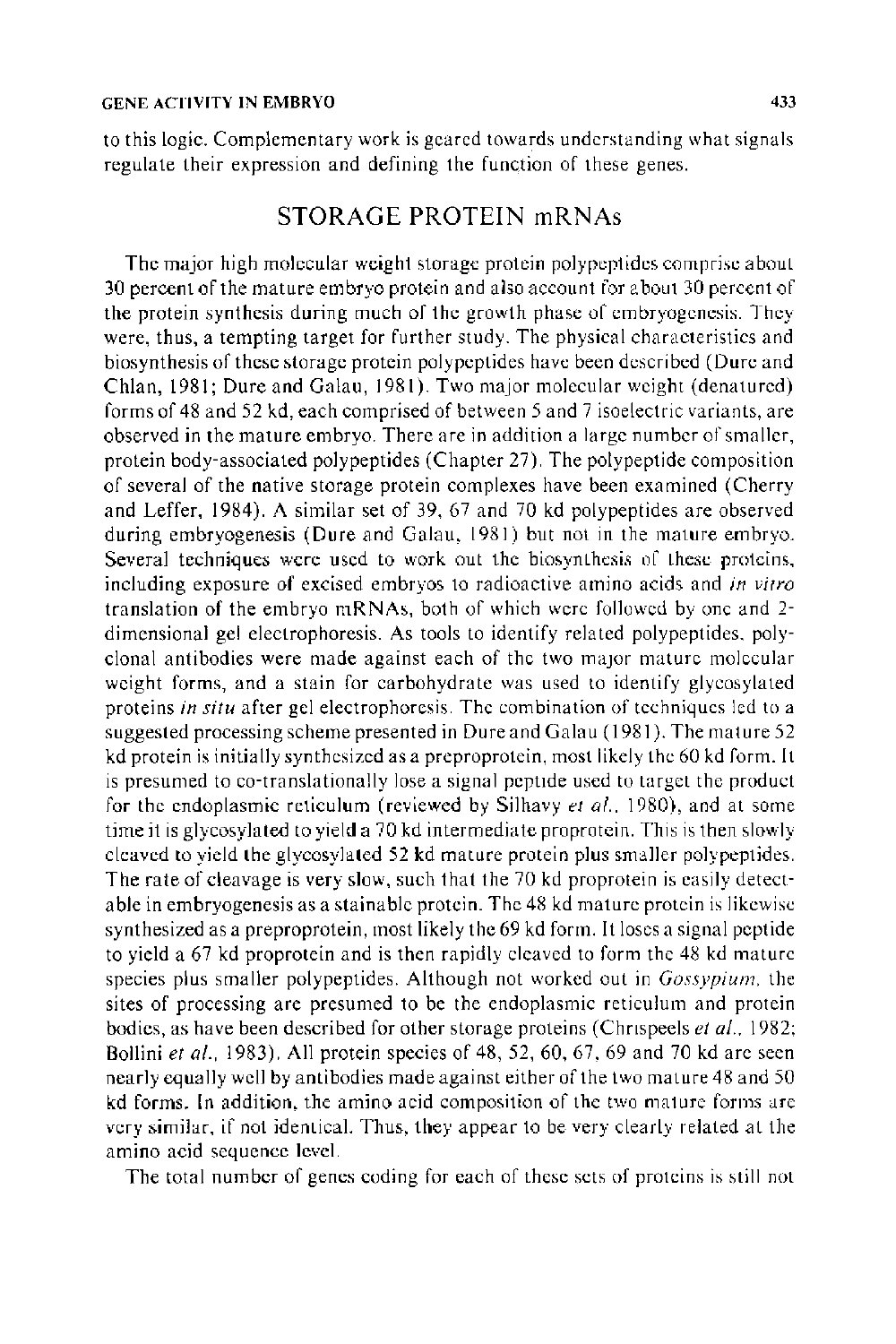to this logic. Complementary work is geared towards understanding what signals regulate their expression and defining the function of these genes.

## STORAGE PROTEIN mRNAs

The major high molecular weight storage protein polypeptides comprise about 30 percent of the mature embryo protein and also account for about 30 percent of the protein synthesis during much of the growth phase of embryogenesis. They were, thus, a tempting target for further study. The physical characteristics and biosynthesis of these storage protein polypeptides have been described (Dure and Chlan, 1981; Dure and Galau, 1981). Two major molecular weight (denatured) forms of 48 and 52 kd, each comprised of between 5 and 7 isoelectric variants, are observed in the mature embryo. There are in addition a large number of smaller, protein body-associated polypeptides (Chapter 27). The polypeptide composition of several of the native storage protein complexes have been examined (Cherry and Leffer, 1984). A similar set of 39, 67 and 70 kd polypeptides are observed during embryogenesis (Dure and Galau, 1981) but not in the mature embryo. Several techniques were used to work out the biosynthesis of these proteins, including exposure of excised embryos to radioactive amino acids and *in vitro* translation of the embryo mRNAs, both of which were followed by one and 2-dimensional gel electrophoresis. As tools to identify related polypeptides, polyclonal antibodies were made against each of the two major mature molecular weight forms, and a stain for carbohydrate was used to identify glycosylated proteins *in situ* after gel electrophoresis. The combination of techniques led to a suggested processing scheme presented in Dure and Galau (1981). The mature 52 kd protein is initially synthesized as a preproprotein, most likely the 60 kd form. It is presumed to co-translationally lose a signal peptide used to target the product for the endoplasmic reticulum (reviewed by Silhavy *et al.*, 1980), and at some time it is glycosylated to yield a 70 kd intermediate proprotein. This is then slowly cleaved to yield the glycosylated 52 kd mature protein plus smaller polypeptides. The rate of cleavage is very slow, such that the 70 kd proprotein is easily detectable in embryogenesis as a stainable protein. The 48 kd mature protein is likewise synthesized as a preproprotein, most likely the 69 kd form. It loses a signal peptide to yield a 67 kd proprotein and is then rapidly cleaved to form the 48 kd mature species plus smaller polypeptides. Although not worked out in *Gossypium*, the sites of processing are presumed to be the endoplasmic reticulum and protein bodies, as have been described for other storage proteins (Chrispeels *et al.*, 1982; Bollini *et al.*, 1983). All protein species of 48, 52, 60, 67, 69 and 70 kd are seen nearly equally well by antibodies made against either of the two mature 48 and 50 kd forms. In addition, the amino acid composition of the two mature forms are very similar, if not identical. Thus, they appear to be very clearly related at the amino acid sequence level.

The total number of genes coding for each of these sets of proteins is still not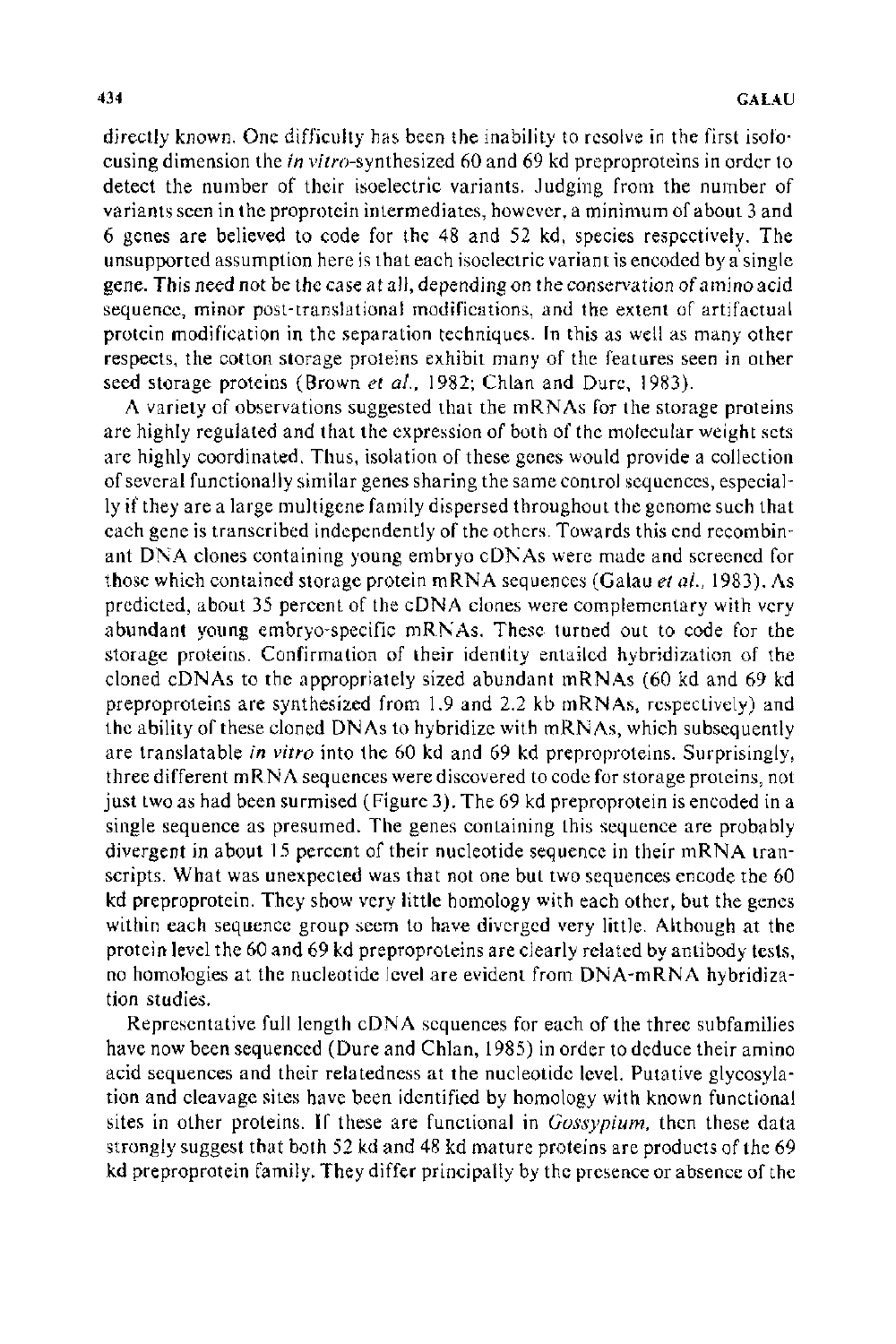directly known. One difficulty has been the inability to resolve in the first isofocusing dimension the *in vitro*-synthesized 60 and 69 kd preproproteins in order to detect the number of their isoelectric variants. Judging from the number of variants seen in the proprotein intermediates, however, a minimum of about 3 and 6 genes are believed to code for the 48 and 52 kd, species respectively. The unsupported assumption here is that each isoelectric variant is encoded by a single gene. This need not be the case at all, depending on the conservation of amino acid sequence, minor post-translational modifications, and the extent of artifactual protein modification in the separation techniques. In this as well as many other respects, the cotton storage proteins exhibit many of the features seen in other seed storage proteins (Brown *et al.*, 1982; Chlan and Dure, 1983).

A variety of observations suggested that the mRNAs for the storage proteins are highly regulated and that the expression of both of the molecular weight sets are highly coordinated. Thus, isolation of these genes would provide a collection of several functionally similar genes sharing the same control sequences, especially if they are a large multigene family dispersed throughout the genome such that each gene is transcribed independently of the others. Towards this end recombinant DNA clones containing young embryo cDNAs were made and screened for those which contained storage protein mRNA sequences (Galau *et al.*, 1983). As predicted, about 35 percent of the cDNA clones were complementary with very abundant young embryo-specific mRNAs. These turned out to code for the storage proteins. Confirmation of their identity entailed hybridization of the cloned cDNAs to the appropriately sized abundant mRNAs (60 kd and 69 kd preproproteins are synthesized from 1.9 and 2.2 kb mRNAs, respectively) and the ability of these cloned DNAs to hybridize with mRNAs, which subsequently are translatable *in vitro* into the 60 kd and 69 kd preproproteins. Surprisingly, three different mRNA sequences were discovered to code for storage proteins, not just two as had been surmised (Figure 3). The 69 kd preproprotein is encoded in a single sequence as presumed. The genes containing this sequence are probably divergent in about 15 percent of their nucleotide sequence in their mRNA transcripts. What was unexpected was that not one but two sequences encode the 60 kd preproprotein. They show very little homology with each other, but the genes within each sequence group seem to have diverged very little. Although at the protein level the 60 and 69 kd preproproteins are clearly related by antibody tests, no homologies at the nucleotide level are evident from DNA-mRNA hybridization studies.

Representative full length cDNA sequences for each of the three subfamilies have now been sequenced (Dure and Chlan, 1985) in order to deduce their amino acid sequences and their relatedness at the nucleotide level. Putative glycosylation and cleavage sites have been identified by homology with known functional sites in other proteins. If these are functional in *Gossypium*, then these data strongly suggest that both 52 kd and 48 kd mature proteins are products of the 69 kd preproprotein family. They differ principally by the presence or absence of the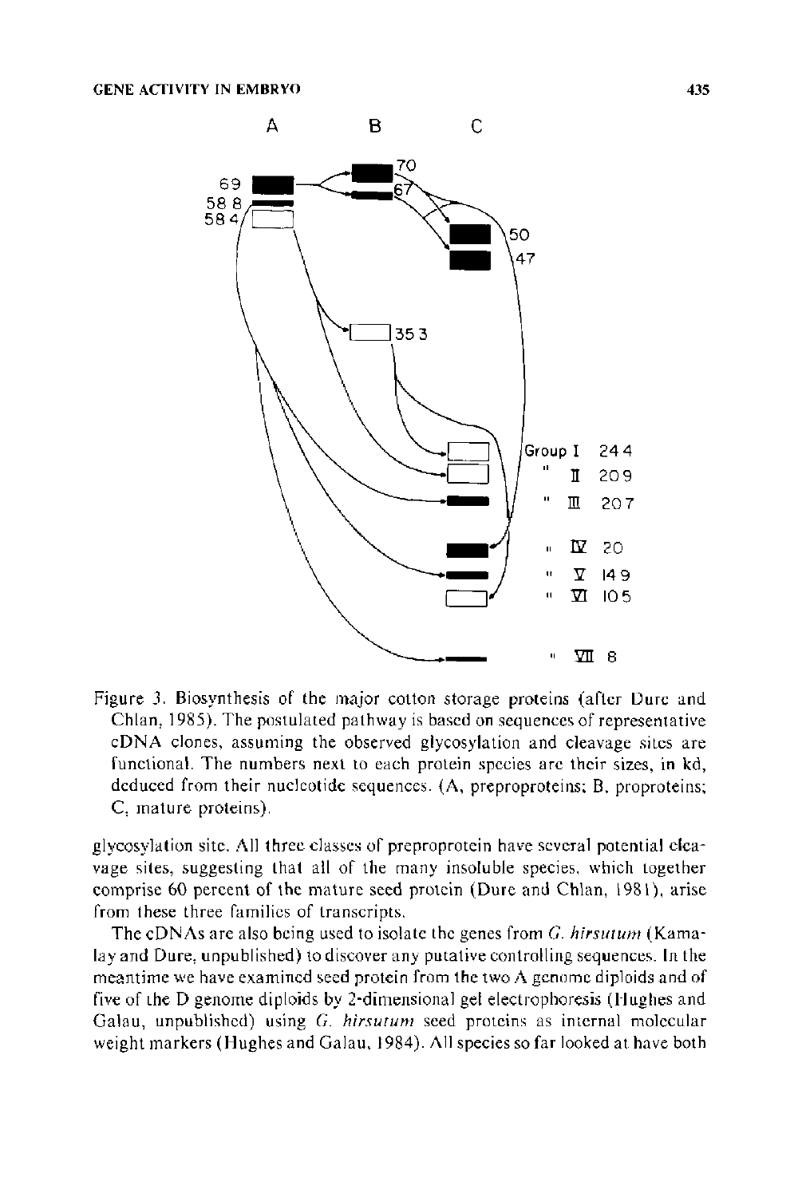Figure 3. Biosynthesis of the major cotton storage proteins (after Dure and Chlan, 1985). The postulated pathway is based on sequences of representative cDNA clones, assuming the observed glycosylation and cleavage sites are functional. The numbers next to each protein species are their sizes, in kd, deduced from their nucleotide sequences. (A, preproproteins; B, proproteins; C, mature proteins).

glycosylation site. All three classes of preproprotein have several potential cleavage sites, suggesting that all of the many insoluble species, which together comprise 60 percent of the mature seed protein (Dure and Chlan, 1981), arise from these three families of transcripts.

The cDNAs are also being used to isolate the genes from *G. hirsutum* (Kamalay and Dure, unpublished) to discover any putative controlling sequences. In the meantime we have examined seed protein from the two A genome diploids and of five of the D genome diploids by 2-dimensional gel electrophoresis (Hughes and Galau, unpublished) using *G. hirsutum* seed proteins as internal molecular weight markers (Hughes and Galau, 1984). All species so far looked at have both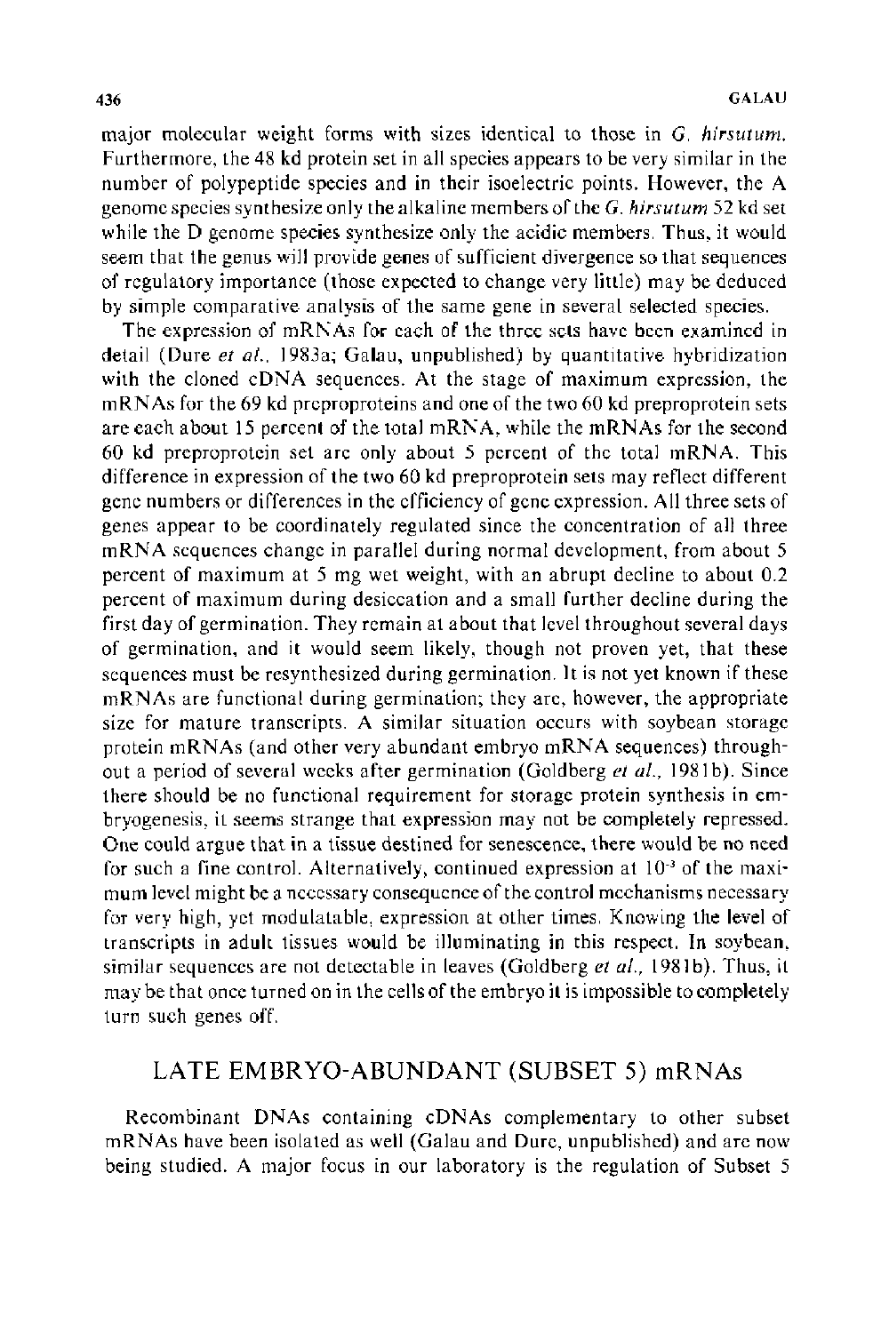major molecular weight forms with sizes identical to those in *G. hirsutum*. Furthermore, the 48 kd protein set in all species appears to be very similar in the number of polypeptide species and in their isoelectric points. However, the A genome species synthesize only the alkaline members of the *G. hirsutum* 52 kd set while the D genome species synthesize only the acidic members. Thus, it would seem that the genus will provide genes of sufficient divergence so that sequences of regulatory importance (those expected to change very little) may be deduced by simple comparative analysis of the same gene in several selected species.

The expression of mRNAs for each of the three sets have been examined in detail (Dure *et al.*, 1983a; Galau, unpublished) by quantitative hybridization with the cloned cDNA sequences. At the stage of maximum expression, the mRNAs for the 69 kd preproproteins and one of the two 60 kd preproprotein sets are each about 15 percent of the total mRNA, while the mRNAs for the second 60 kd preproprotein set are only about 5 percent of the total mRNA. This difference in expression of the two 60 kd preproprotein sets may reflect different gene numbers or differences in the efficiency of gene expression. All three sets of genes appear to be coordinately regulated since the concentration of all three mRNA sequences change in parallel during normal development, from about 5 percent of maximum at 5 mg wet weight, with an abrupt decline to about 0.2 percent of maximum during desiccation and a small further decline during the first day of germination. They remain at about that level throughout several days of germination, and it would seem likely, though not proven yet, that these sequences must be resynthesized during germination. It is not yet known if these mRNAs are functional during germination; they are, however, the appropriate size for mature transcripts. A similar situation occurs with soybean storage protein mRNAs (and other very abundant embryo mRNA sequences) throughout a period of several weeks after germination (Goldberg *et al.*, 1981b). Since there should be no functional requirement for storage protein synthesis in embryogenesis, it seems strange that expression may not be completely repressed. One could argue that in a tissue destined for senescence, there would be no need for such a fine control. Alternatively, continued expression at $10^{-3}$ of the maximum level might be a necessary consequence of the control mechanisms necessary for very high, yet modulatable, expression at other times. Knowing the level of transcripts in adult tissues would be illuminating in this respect. In soybean, similar sequences are not detectable in leaves (Goldberg *et al.*, 1981b). Thus, it may be that once turned on in the cells of the embryo it is impossible to completely turn such genes off.

## LATE EMBRYO-ABUNDANT (SUBSET 5) mRNAs

Recombinant DNAs containing cDNAs complementary to other subset mRNAs have been isolated as well (Galau and Dure, unpublished) and are now being studied. A major focus in our laboratory is the regulation of Subset 5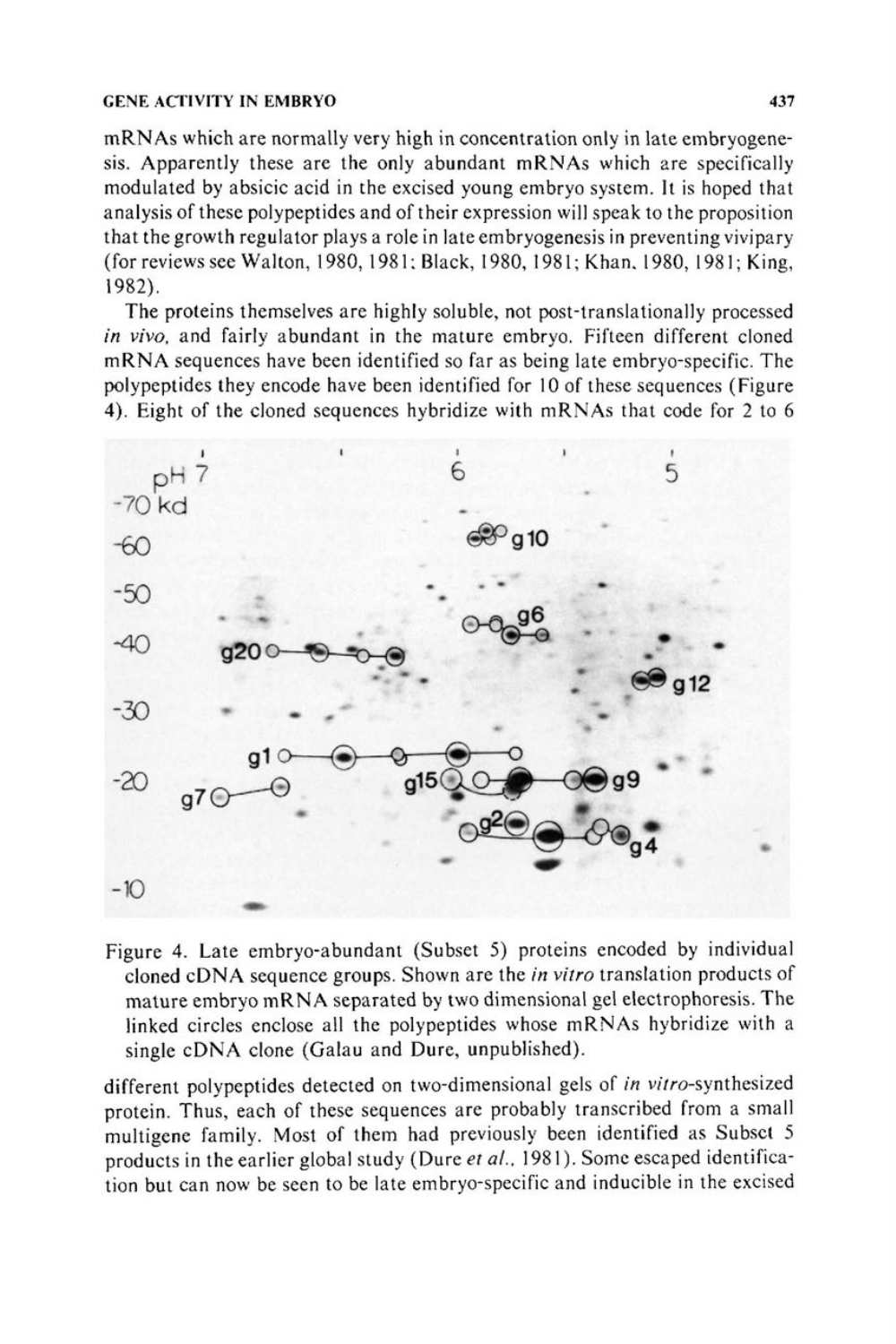mRNAs which are normally very high in concentration only in late embryogenesis. Apparently these are the only abundant mRNAs which are specifically modulated by absicic acid in the excised young embryo system. It is hoped that analysis of these polypeptides and of their expression will speak to the proposition that the growth regulator plays a role in late embryogenesis in preventing vivipary (for reviews see Walton, 1980, 1981; Black, 1980, 1981; Khan, 1980, 1981; King, 1982).

The proteins themselves are highly soluble, not post-translationally processed *in vivo*, and fairly abundant in the mature embryo. Fifteen different cloned mRNA sequences have been identified so far as being late embryo-specific. The polypeptides they encode have been identified for 10 of these sequences (Figure 4). Eight of the cloned sequences hybridize with mRNAs that code for 2 to 6 different polypeptides detected on two-dimensional gels of *in vitro*-synthesized protein. Thus, each of these sequences are probably transcribed from a small multigene family. Most of them had previously been identified as Subset 5 products in the earlier global study (Dure *et al.*, 1981). Some escaped identification but can now be seen to be late embryo-specific and inducible in the excised

Figure 4. Late embryo-abundant (Subset 5) proteins encoded by individual cloned cDNA sequence groups. Shown are the *in vitro* translation products of mature embryo mRNA separated by two dimensional gel electrophoresis. The linked circles enclose all the polypeptides whose mRNAs hybridize with a single cDNA clone (Galau and Dure, unpublished).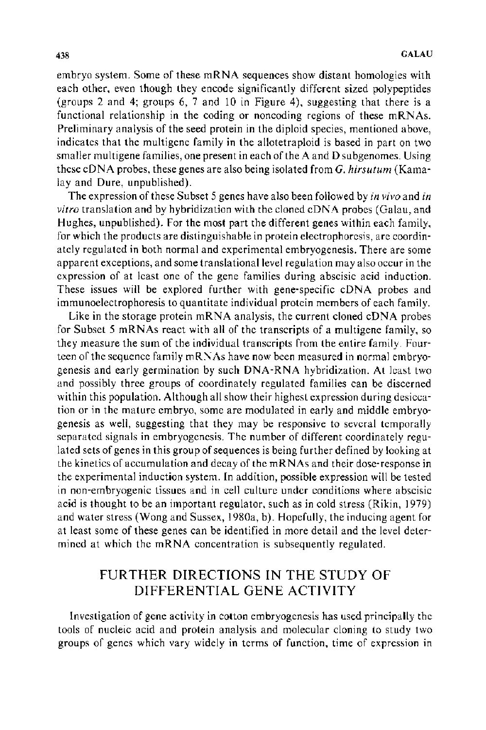embryo system. Some of these mRNA sequences show distant homologies with each other, even though they encode significantly different sized polypeptides (groups 2 and 4; groups 6, 7 and 10 in Figure 4), suggesting that there is a functional relationship in the coding or noncoding regions of these mRNAs. Preliminary analysis of the seed protein in the diploid species, mentioned above, indicates that the multigene family in the allotetraploid is based in part on two smaller multigene families, one present in each of the A and D subgenomes. Using these cDNA probes, these genes are also being isolated from *G. hirsutum* (Kamalay and Dure, unpublished).

The expression of these Subset 5 genes have also been followed by *in vivo* and *in vitro* translation and by hybridization with the cloned cDNA probes (Galau, and Hughes, unpublished). For the most part the different genes within each family, for which the products are distinguishable in protein electrophoresis, are coordinately regulated in both normal and experimental embryogenesis. There are some apparent exceptions, and some translational level regulation may also occur in the expression of at least one of the gene families during abscisic acid induction. These issues will be explored further with gene-specific cDNA probes and immunoelectrophoresis to quantitate individual protein members of each family.

Like in the storage protein mRNA analysis, the current cloned cDNA probes for Subset 5 mRNAs react with all of the transcripts of a multigene family, so they measure the sum of the individual transcripts from the entire family. Fourteen of the sequence family mRNAs have now been measured in normal embryogenesis and early germination by such DNA-RNA hybridization. At least two and possibly three groups of coordinately regulated families can be discerned within this population. Although all show their highest expression during desiccation or in the mature embryo, some are modulated in early and middle embryogenesis as well, suggesting that they may be responsive to several temporally separated signals in embryogenesis. The number of different coordinately regulated sets of genes in this group of sequences is being further defined by looking at the kinetics of accumulation and decay of the mRNAs and their dose-response in the experimental induction system. In addition, possible expression will be tested in non-embryogenic tissues and in cell culture under conditions where abscisic acid is thought to be an important regulator, such as in cold stress (Rikin, 1979) and water stress (Wong and Sussex, 1980a, b). Hopefully, the inducing agent for at least some of these genes can be identified in more detail and the level determined at which the mRNA concentration is subsequently regulated.

## FURTHER DIRECTIONS IN THE STUDY OF DIFFERENTIAL GENE ACTIVITY

Investigation of gene activity in cotton embryogenesis has used principally the tools of nucleic acid and protein analysis and molecular cloning to study two groups of genes which vary widely in terms of function, time of expression in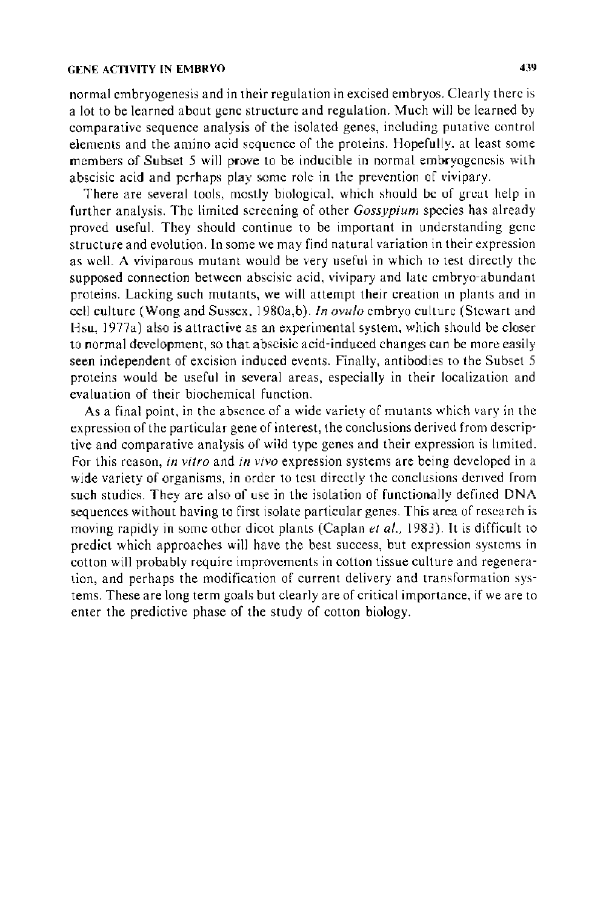normal embryogenesis and in their regulation in excised embryos. Clearly there is a lot to be learned about gene structure and regulation. Much will be learned by comparative sequence analysis of the isolated genes, including putative control elements and the amino acid sequence of the proteins. Hopefully, at least some members of Subset 5 will prove to be inducible in normal embryogenesis with abscisic acid and perhaps play some role in the prevention of vivipary.

There are several tools, mostly biological, which should be of great help in further analysis. The limited screening of other *Gossypium* species has already proved useful. They should continue to be important in understanding gene structure and evolution. In some we may find natural variation in their expression as well. A viviparous mutant would be very useful in which to test directly the supposed connection between abscisic acid, vivipary and late embryo-abundant proteins. Lacking such mutants, we will attempt their creation in plants and in cell culture (Wong and Sussex, 1980a,b). *In ovulo* embryo culture (Stewart and Hsu, 1977a) also is attractive as an experimental system, which should be closer to normal development, so that abscisic acid-induced changes can be more easily seen independent of excision induced events. Finally, antibodies to the Subset 5 proteins would be useful in several areas, especially in their localization and evaluation of their biochemical function.

As a final point, in the absence of a wide variety of mutants which vary in the expression of the particular gene of interest, the conclusions derived from descriptive and comparative analysis of wild type genes and their expression is limited. For this reason, *in vitro* and *in vivo* expression systems are being developed in a wide variety of organisms, in order to test directly the conclusions derived from such studies. They are also of use in the isolation of functionally defined DNA sequences without having to first isolate particular genes. This area of research is moving rapidly in some other dicot plants (Caplan *et al.*, 1983). It is difficult to predict which approaches will have the best success, but expression systems in cotton will probably require improvements in cotton tissue culture and regeneration, and perhaps the modification of current delivery and transformation systems. These are long term goals but clearly are of critical importance, if we are to enter the predictive phase of the study of cotton biology.